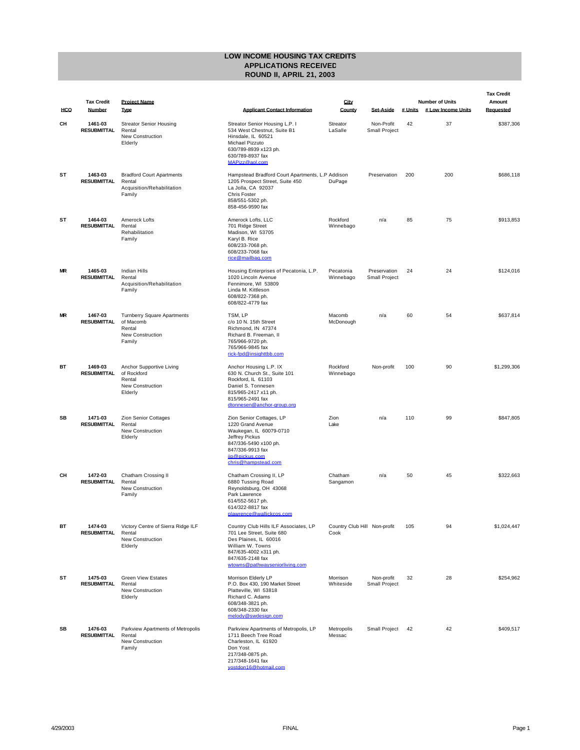# LOW INCOME HOUSING TAX CREDITS
## APPLICATIONS RECEIVED
## ROUND II, APRIL 21, 2003

| HCO | Tax Credit Number | Project Name Type | Applicant Contact Information | City County | Set-Aside | # Units | # Low Income Units | Tax Credit Amount Requested |
|---|---|---|---|---|---|---|---|---|
| CH | 1461-03 RESUBMITTAL | Streator Senior Housing<br>Rental<br>New Construction<br>Elderly | Streator Senior Housing L.P. I<br>534 West Chestnut, Suite B1<br>Hinsdale, IL 60521<br>Michael Pizzuto<br>630/789-8939 x123 ph.<br>630/789-8937 fax<br>MAPizz@aol.com | Streator<br>LaSalle | Non-Profit<br>Small Project | 42 | 37 | $387,306 |
| ST | 1463-03 RESUBMITTAL | Bradford Court Apartments<br>Rental<br>Acquisition/Rehabilitation<br>Family | Hampstead Bradford Court Apartments, L.P.<br>1205 Prospect Street, Suite 450<br>La Jolla, CA 92037<br>Chris Foster<br>858/551-5302 ph.<br>858-456-9590 fax | Addison<br>DuPage | Preservation | 200 | 200 | $686,118 |
| ST | 1464-03 RESUBMITTAL | Amerock Lofts<br>Rental<br>Rehabilitation<br>Family | Amerock Lofts, LLC<br>701 Ridge Street<br>Madison, WI 53705<br>Karyl B. Rice<br>608/233-7068 ph.<br>608/233-7068 fax<br>rice@mailbag.com | Rockford<br>Winnebago | n/a | 85 | 75 | $913,853 |
| MR | 1465-03 RESUBMITTAL | Indian Hills<br>Rental<br>Acquisition/Rehabilitation<br>Family | Housing Enterprises of Pecatonia, L.P.<br>1020 Lincoln Avenue<br>Fennimore, WI 53809<br>Linda M. Kittleson<br>608/822-7368 ph.<br>608/822-4779 fax | Pecatonia<br>Winnebago | Preservation<br>Small Project | 24 | 24 | $124,016 |
| MR | 1467-03 RESUBMITTAL | Turnberry Square Apartments of Macomb<br>Rental<br>New Construction<br>Family | TSM, LP<br>c/o 10 N. 15th Street<br>Richmond, IN 47374<br>Richard B. Freeman, II<br>765/966-9720 ph.<br>765/966-9845 fax<br>rick-fpd@insighttbb.com | Macomb<br>McDonough | n/a | 60 | 54 | $637,814 |
| BT | 1469-03 RESUBMITTAL | Anchor Supportive Living of Rockford<br>Rental<br>New Construction<br>Elderly | Anchor Housing L.P. IX<br>630 N. Church St., Suite 101<br>Rockford, IL 61103<br>Daniel S. Tonnesen<br>815/965-2417 x11 ph.<br>815/965-2491 fax<br>dtonnesen@anchor-group.org | Rockford<br>Winnebago | Non-profit | 100 | 90 | $1,299,306 |
| SB | 1471-03 RESUBMITTAL | Zion Senior Cottages<br>Rental<br>New Construction<br>Elderly | Zion Senior Cottages, LP<br>1220 Grand Avenue<br>Waukegan, IL 60079-0710<br>Jeffrey Pickus<br>847/336-5490 x100 ph.<br>847/336-9913 fax<br>jip@pickus.com<br>chris@hampstead.com | Zion<br>Lake | n/a | 110 | 99 | $847,805 |
| CH | 1472-03 RESUBMITTAL | Chatham Crossing II<br>Rental<br>New Construction<br>Family | Chatham Crossing II, LP<br>6880 Tussing Road<br>Reynoldsburg, OH 43068<br>Park Lawrence<br>614/552-5617 ph.<br>614/322-8817 fax<br>plawrence@wallickcos.com | Chatham<br>Sangamon | n/a | 50 | 45 | $322,663 |
| BT | 1474-03 RESUBMITTAL | Victory Centre of Sierra Ridge ILF<br>Rental<br>New Construction<br>Elderly | Country Club Hills ILF Associates, LP<br>701 Lee Street, Suite 680<br>Des Plaines, IL 60016<br>William W. Towns<br>847/635-4002 x311 ph.<br>847/635-2148 fax<br>wtowns@pathwayseniorliving.com | Country Club Hill<br>Cook | Non-profit | 105 | 94 | $1,024,447 |
| ST | 1475-03 RESUBMITTAL | Green View Estates<br>Rental<br>New Construction<br>Elderly | Morrison Elderly LP<br>P.O. Box 430, 190 Market Street<br>Platteville, WI 53818<br>Richard C. Adams<br>608/348-3821 ph.<br>608/348-2330 fax<br>melody@swdesign.com | Morrison<br>Whiteside | Non-profit<br>Small Project | 32 | 28 | $254,962 |
| SB | 1476-03 RESUBMITTAL | Parkview Apartments of Metropolis<br>Rental<br>New Construction<br>Family | Parkview Apartments of Metropolis, LP<br>1711 Beech Tree Road<br>Charleston, IL 61920<br>Don Yost<br>217/348-0875 ph.<br>217/348-1641 fax<br>yostdon16@hotmail.com | Metropolis<br>Messac | Small Project | 42 | 42 | $409,517 |

4/29/2003 FINAL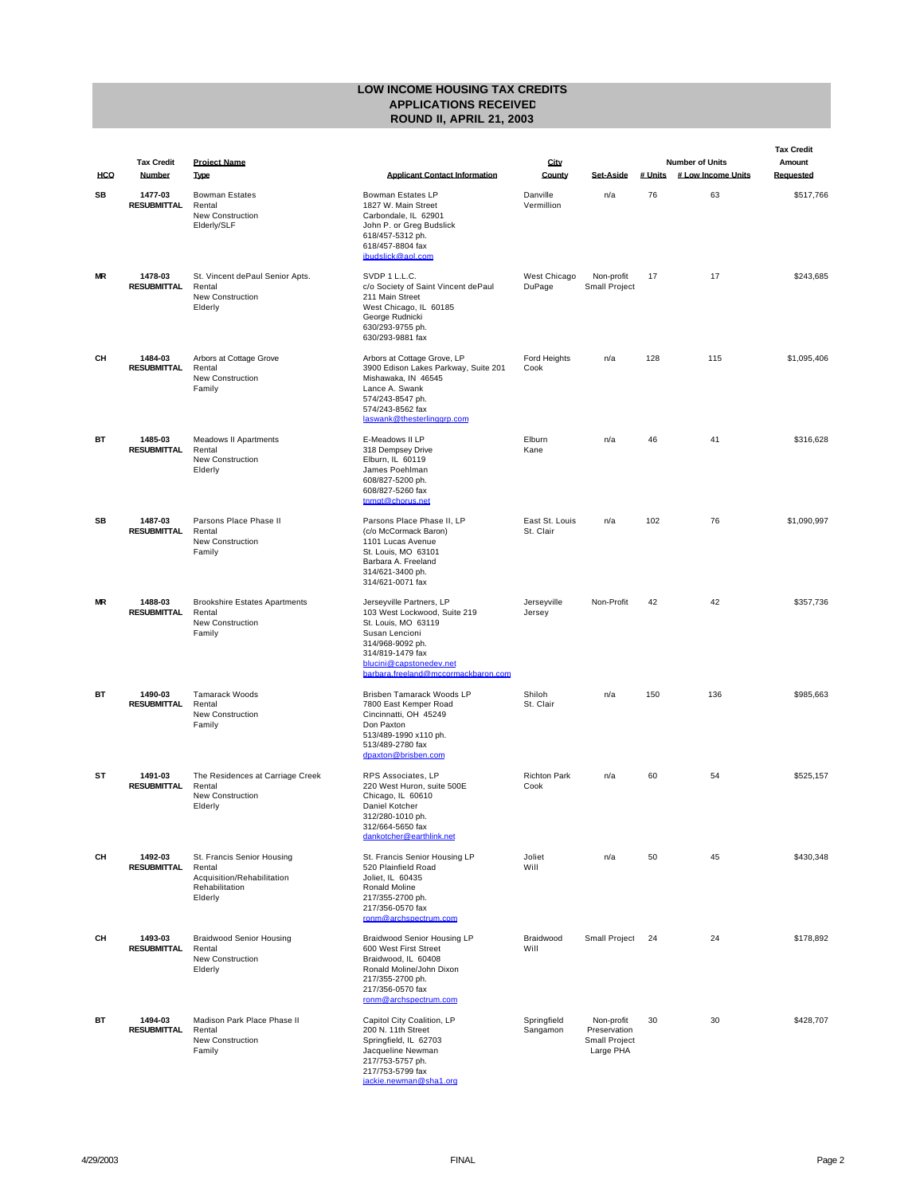# LOW INCOME HOUSING TAX CREDITS
## APPLICATIONS RECEIVED
## ROUND II, APRIL 21, 2003

| HCO | Tax Credit Number | Project Name Type | Applicant Contact Information | City County | Set-Aside | Number of Units # Units | # Low Income Units | Tax Credit Amount Requested |
|---|---|---|---|---|---|---|---|---|
| SB | 1477-03 RESUBMITTAL | Bowman Estates<br>Rental<br>New Construction<br>Elderly/SLF | Bowman Estates LP<br>1827 W. Main Street<br>Carbondale, IL 62901<br>John P. or Greg Budslick<br>618/457-5312 ph.<br>618/457-8804 fax<br>jbudslick@aol.com | Danville<br>Vermillion | n/a | 76 | 63 | $517,766 |
| MR | 1478-03 RESUBMITTAL | St. Vincent dePaul Senior Apts.<br>Rental<br>New Construction<br>Elderly | SVDP 1 L.L.C.<br>c/o Society of Saint Vincent dePaul<br>211 Main Street<br>West Chicago, IL 60185<br>George Rudnicki<br>630/293-9755 ph.<br>630/293-9881 fax | West Chicago<br>DuPage | Non-profit<br>Small Project | 17 | 17 | $243,685 |
| CH | 1484-03 RESUBMITTAL | Arbors at Cottage Grove<br>Rental<br>New Construction<br>Family | Arbors at Cottage Grove, LP<br>3900 Edison Lakes Parkway, Suite 201<br>Mishawaka, IN 46545<br>Lance A. Swank<br>574/243-8547 ph.<br>574/243-8562 fax<br>laswank@thesterlinggrp.com | Ford Heights<br>Cook | n/a | 128 | 115 | $1,095,406 |
| BT | 1485-03 RESUBMITTAL | Meadows II Apartments<br>Rental<br>New Construction<br>Elderly | E-Meadows II LP<br>318 Dempsey Drive<br>Elburn, IL 60119<br>James Poehlman<br>608/827-5200 ph.<br>608/827-5260 fax<br>tnmgt@chorus.net | Elburn<br>Kane | n/a | 46 | 41 | $316,628 |
| SB | 1487-03 RESUBMITTAL | Parsons Place Phase II<br>Rental<br>New Construction<br>Family | Parsons Place Phase II, LP<br>(c/o McCormack Baron)<br>1101 Lucas Avenue<br>St. Louis, MO 63101<br>Barbara A. Freeland<br>314/621-3400 ph.<br>314/621-0071 fax | East St. Louis<br>St. Clair | n/a | 102 | 76 | $1,090,997 |
| MR | 1488-03 RESUBMITTAL | Brookshire Estates Apartments<br>Rental<br>New Construction<br>Family | Jerseyville Partners, LP<br>103 West Lockwood, Suite 219<br>St. Louis, MO 63119<br>Susan Lencioni<br>314/968-9092 ph.<br>314/819-1479 fax<br>blucini@capstonedev.net<br>barbara.freeland@mccormackbaron.com | Jerseyville<br>Jersey | Non-Profit | 42 | 42 | $357,736 |
| BT | 1490-03 RESUBMITTAL | Tamarack Woods<br>Rental<br>New Construction<br>Family | Brisben Tamarack Woods LP<br>7800 East Kemper Road<br>Cincinnatti, OH 45249<br>Don Paxton<br>513/489-1990 x110 ph.<br>513/489-2780 fax<br>dpaxton@brisben.com | Shiloh<br>St. Clair | n/a | 150 | 136 | $985,663 |
| ST | 1491-03 RESUBMITTAL | The Residences at Carriage Creek<br>Rental<br>New Construction<br>Elderly | RPS Associates, LP<br>220 West Huron, suite 500E<br>Chicago, IL 60610<br>Daniel Kotcher<br>312/280-1010 ph.<br>312/664-5650 fax<br>dankotcher@earthlink.net | Richton Park<br>Cook | n/a | 60 | 54 | $525,157 |
| CH | 1492-03 RESUBMITTAL | St. Francis Senior Housing<br>Rental<br>Acquisition/Rehabilitation<br>Rehabilitation<br>Elderly | St. Francis Senior Housing LP<br>520 Plainfield Road<br>Joliet, IL 60435<br>Ronald Moline<br>217/355-2700 ph.<br>217/356-0570 fax<br>ronm@archspectrum.com | Joliet<br>Will | n/a | 50 | 45 | $430,348 |
| CH | 1493-03 RESUBMITTAL | Braidwood Senior Housing<br>Rental<br>New Construction<br>Elderly | Braidwood Senior Housing LP<br>600 West First Street<br>Braidwood, IL 60408<br>Ronald Moline/John Dixon<br>217/355-2700 ph.<br>217/356-0570 fax<br>ronm@archspectrum.com | Braidwood<br>Will | Small Project | 24 | 24 | $178,892 |
| BT | 1494-03 RESUBMITTAL | Madison Park Place Phase II<br>Rental<br>New Construction<br>Family | Capitol City Coalition, LP<br>200 N. 11th Street<br>Springfield, IL 62703<br>Jacqueline Newman<br>217/753-5757 ph.<br>217/753-5799 fax<br>jackie.newman@sha1.org | Springfield<br>Sangamon | Non-profit<br>Preservation<br>Small Project<br>Large PHA | 30 | 30 | $428,707 |

4/29/2003 FINAL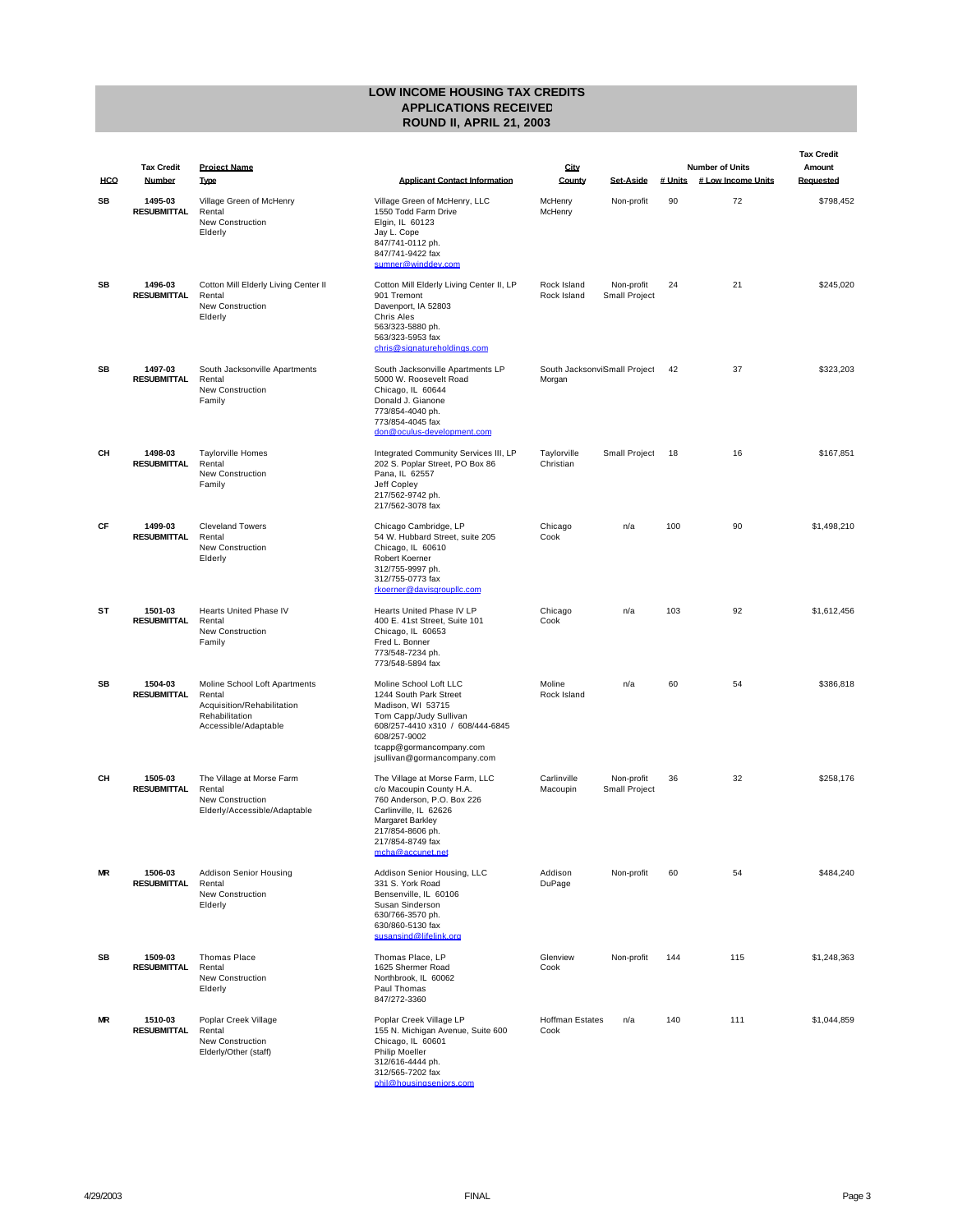# LOW INCOME HOUSING TAX CREDITS
## APPLICATIONS RECEIVED
## ROUND II, APRIL 21, 2003

| HCO | Tax Credit Number | Project Name Type | Applicant Contact Information | City County | Set-Aside | Number of Units # Units | # Low Income Units | Tax Credit Amount Requested |
|---|---|---|---|---|---|---|---|---|
| SB | 1495-03 RESUBMITTAL | Village Green of McHenry<br>Rental<br>New Construction<br>Elderly | Village Green of McHenry, LLC<br>1550 Todd Farm Drive<br>Elgin, IL 60123<br>Jay L. Cope<br>847/741-0112 ph.<br>847/741-9422 fax<br>sumner@winddev.com | McHenry<br>McHenry | Non-profit | 90 | 72 | $798,452 |
| SB | 1496-03 RESUBMITTAL | Cotton Mill Elderly Living Center II<br>Rental<br>New Construction<br>Elderly | Cotton Mill Elderly Living Center II, LP<br>901 Tremont<br>Davenport, IA 52803<br>Chris Ales<br>563/323-5880 ph.<br>563/323-5953 fax<br>chris@signatureholdings.com | Rock Island<br>Rock Island | Non-profit<br>Small Project | 24 | 21 | $245,020 |
| SB | 1497-03 RESUBMITTAL | South Jacksonville Apartments<br>Rental<br>New Construction<br>Family | South Jacksonville Apartments LP<br>5000 W. Roosevelt Road<br>Chicago, IL 60644<br>Donald J. Gianone<br>773/854-4040 ph.<br>773/854-4045 fax<br>don@oculus-development.com | South Jacksonvi<br>Morgan | Small Project | 42 | 37 | $323,203 |
| CH | 1498-03 RESUBMITTAL | Taylorville Homes<br>Rental<br>New Construction<br>Family | Integrated Community Services III, LP<br>202 S. Poplar Street, PO Box 86<br>Pana, IL 62557<br>Jeff Copley<br>217/562-9742 ph.<br>217/562-3078 fax | Taylorville<br>Christian | Small Project | 18 | 16 | $167,851 |
| CF | 1499-03 RESUBMITTAL | Cleveland Towers<br>Rental<br>New Construction<br>Elderly | Chicago Cambridge, LP<br>54 W. Hubbard Street, suite 205<br>Chicago, IL 60610<br>Robert Koerner<br>312/755-9997 ph.<br>312/755-0773 fax<br>rkoerner@davisgroupllc.com | Chicago<br>Cook | n/a | 100 | 90 | $1,498,210 |
| ST | 1501-03 RESUBMITTAL | Hearts United Phase IV<br>Rental<br>New Construction<br>Family | Hearts United Phase IV LP<br>400 E. 41st Street, Suite 101<br>Chicago, IL 60653<br>Fred L. Bonner<br>773/548-7234 ph.<br>773/548-5894 fax | Chicago<br>Cook | n/a | 103 | 92 | $1,612,456 |
| SB | 1504-03 RESUBMITTAL | Moline School Loft Apartments<br>Rental<br>Acquisition/Rehabilitation<br>Rehabilitation<br>Accessible/Adaptable | Moline School Loft LLC<br>1244 South Park Street<br>Madison, WI 53715<br>Tom Capp/Judy Sullivan<br>608/257-4410 x310 / 608/444-6845<br>608/257-9002<br>tcapp@gormancompany.com<br>jsullivan@gormancompany.com | Moline<br>Rock Island | n/a | 60 | 54 | $386,818 |
| CH | 1505-03 RESUBMITTAL | The Village at Morse Farm<br>Rental<br>New Construction<br>Elderly/Accessible/Adaptable | The Village at Morse Farm, LLC<br>c/o Macoupin County H.A.<br>760 Anderson, P.O. Box 226<br>Carlinville, IL 62626<br>Margaret Barkley<br>217/854-8606 ph.<br>217/854-8749 fax<br>mcha@accunet.net | Carlinville<br>Macoupin | Non-profit<br>Small Project | 36 | 32 | $258,176 |
| MR | 1506-03 RESUBMITTAL | Addison Senior Housing<br>Rental<br>New Construction<br>Elderly | Addison Senior Housing, LLC<br>331 S. York Road<br>Bensenville, IL 60106<br>Susan Sinderson<br>630/766-3570 ph.<br>630/860-5130 fax<br>susansind@lifelink.org | Addison<br>DuPage | Non-profit | 60 | 54 | $484,240 |
| SB | 1509-03 RESUBMITTAL | Thomas Place<br>Rental<br>New Construction<br>Elderly | Thomas Place, LP<br>1625 Shermer Road<br>Northbrook, IL 60062<br>Paul Thomas<br>847/272-3360 | Glenview<br>Cook | Non-profit | 144 | 115 | $1,248,363 |
| MR | 1510-03 RESUBMITTAL | Poplar Creek Village<br>Rental<br>New Construction<br>Elderly/Other (staff) | Poplar Creek Village LP<br>155 N. Michigan Avenue, Suite 600<br>Chicago, IL 60601<br>Philip Moeller<br>312/616-4444 ph.<br>312/565-7202 fax<br>phil@housingseniors.com | Hoffman Estates<br>Cook | n/a | 140 | 111 | $1,044,859 |

4/29/2003 FINAL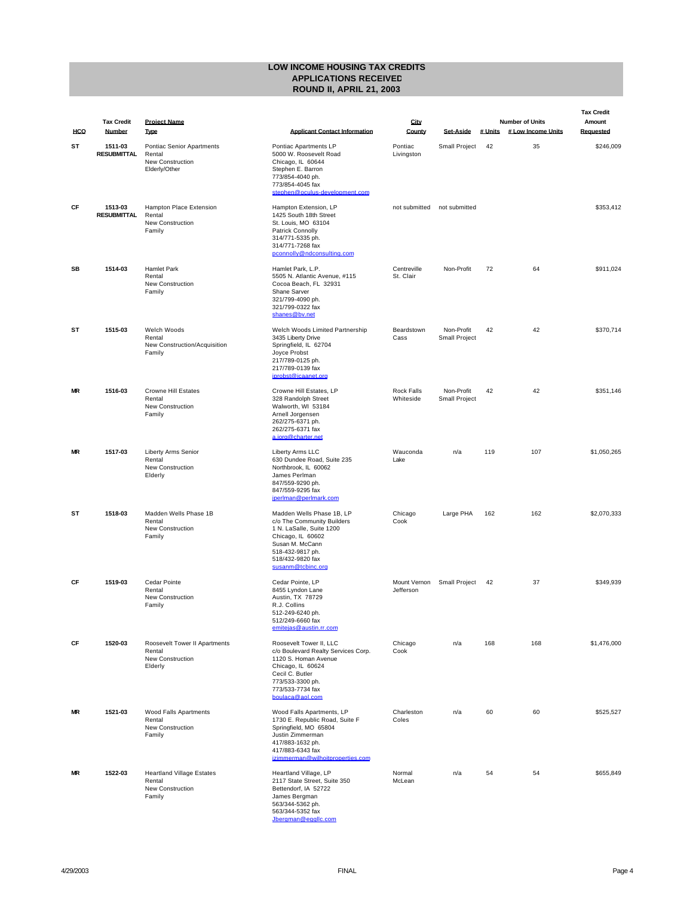# LOW INCOME HOUSING TAX CREDITS
## APPLICATIONS RECEIVED
## ROUND II, APRIL 21, 2003

| HCO | Tax Credit Number | Project Name Type | Applicant Contact Information | City County | Set-Aside | # Units | Number of Units # Low Income Units | Tax Credit Amount Requested |
|---|---|---|---|---|---|---|---|---|
| ST | 1511-03 RESUBMITTAL | Pontiac Senior Apartments<br>Rental<br>New Construction<br>Elderly/Other | Pontiac Apartments LP<br>5000 W. Roosevelt Road<br>Chicago, IL 60644<br>Stephen E. Barron<br>773/854-4040 ph.<br>773/854-4045 fax<br>stephen@oculus-development.com | Pontiac<br>Livingston | Small Project | 42 | 35 | $246,009 |
| CF | 1513-03 RESUBMITTAL | Hampton Place Extension<br>Rental<br>New Construction<br>Family | Hampton Extension, LP<br>1425 South 18th Street<br>St. Louis, MO 63104<br>Patrick Connolly<br>314/771-5335 ph.<br>314/771-7268 fax<br>pconnolly@ndconsulting.com | not submitted | not submitted | | | $353,412 |
| SB | 1514-03 | Hamlet Park<br>Rental<br>New Construction<br>Family | Hamlet Park, L.P.<br>5505 N. Atlantic Avenue, #115<br>Cocoa Beach, FL 32931<br>Shane Sarver<br>321/799-4090 ph.<br>321/799-0322 fax<br>shanes@bv.net | Centreville<br>St. Clair | Non-Profit | 72 | 64 | $911,024 |
| ST | 1515-03 | Welch Woods<br>Rental<br>New Construction/Acquisition<br>Family | Welch Woods Limited Partnership<br>3435 Liberty Drive<br>Springfield, IL 62704<br>Joyce Probst<br>217/789-0125 ph.<br>217/789-0139 fax<br>jprobst@icaanet.org | Beardstown<br>Cass | Non-Profit<br>Small Project | 42 | 42 | $370,714 |
| MR | 1516-03 | Crowne Hill Estates<br>Rental<br>New Construction<br>Family | Crowne Hill Estates, LP<br>328 Randolph Street<br>Walworth, WI 53184<br>Arnell Jorgensen<br>262/275-6371 ph.<br>262/275-6371 fax<br>a.jorg@charter.net | Rock Falls<br>Whiteside | Non-Profit<br>Small Project | 42 | 42 | $351,146 |
| MR | 1517-03 | Liberty Arms Senior<br>Rental<br>New Construction<br>Elderly | Liberty Arms LLC<br>630 Dundee Road, Suite 235<br>Northbrook, IL 60062<br>James Perlman<br>847/559-9290 ph.<br>847/559-9295 fax<br>jperlman@perlmark.com | Wauconda<br>Lake | n/a | 119 | 107 | $1,050,265 |
| ST | 1518-03 | Madden Wells Phase 1B<br>Rental<br>New Construction<br>Family | Madden Wells Phase 1B, LP<br>c/o The Community Builders<br>1 N. LaSalle, Suite 1200<br>Chicago, IL 60602<br>Susan M. McCann<br>518-432-9817 ph.<br>518/432-9820 fax<br>susanm@tcbinc.org | Chicago<br>Cook | Large PHA | 162 | 162 | $2,070,333 |
| CF | 1519-03 | Cedar Pointe<br>Rental<br>New Construction<br>Family | Cedar Pointe, LP<br>8455 Lyndon Lane<br>Austin, TX 78729<br>R.J. Collins<br>512-249-6240 ph.<br>512/249-6660 fax<br>emitejas@austin.rr.com | Mount Vernon<br>Jefferson | Small Project | 42 | 37 | $349,939 |
| CF | 1520-03 | Roosevelt Tower II Apartments<br>Rental<br>New Construction<br>Elderly | Roosevelt Tower II, LLC<br>c/o Boulevard Realty Services Corp.<br>1120 S. Homan Avenue<br>Chicago, IL 60624<br>Cecil C. Butler<br>773/533-3300 ph.<br>773/533-7734 fax<br>boulaca@aol.com | Chicago<br>Cook | n/a | 168 | 168 | $1,476,000 |
| MR | 1521-03 | Wood Falls Apartments<br>Rental<br>New Construction<br>Family | Wood Falls Apartments, LP<br>1730 E. Republic Road, Suite F<br>Springfield, MO 65804<br>Justin Zimmerman<br>417/883-1632 ph.<br>417/883-6343 fax<br>jzimmerman@wilhoitproperties.com | Charleston<br>Coles | n/a | 60 | 60 | $525,527 |
| MR | 1522-03 | Heartland Village Estates<br>Rental<br>New Construction<br>Family | Heartland Village, LP<br>2117 State Street, Suite 350<br>Bettendorf, IA 52722<br>James Bergman<br>563/344-5362 ph.<br>563/344-5352 fax<br>Jbergman@eqgllc.com | Normal<br>McLean | n/a | 54 | 54 | $655,849 |

4/29/2003 FINAL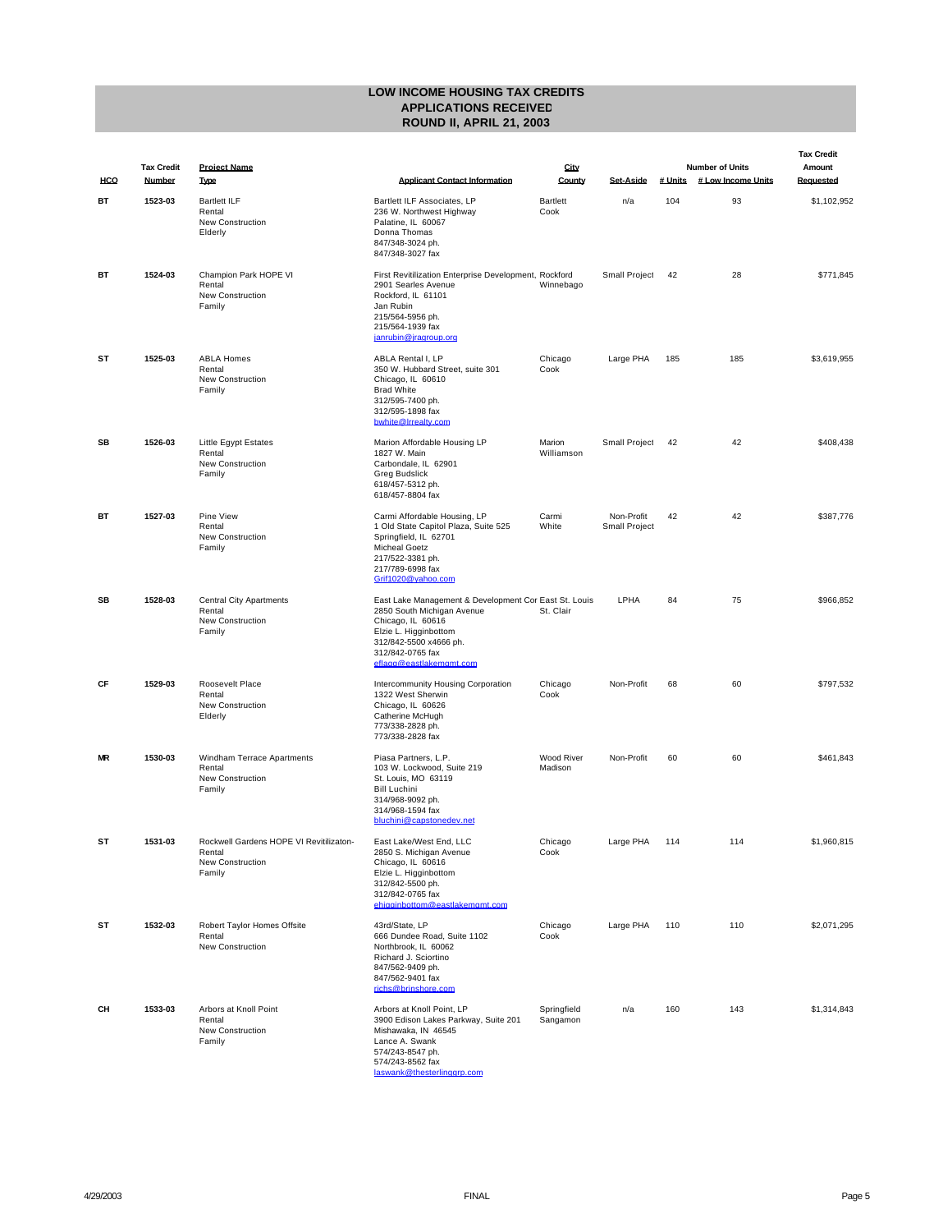# LOW INCOME HOUSING TAX CREDITS
## APPLICATIONS RECEIVED
## ROUND II, APRIL 21, 2003

| HCO | Tax Credit Number | Project Name Type | Applicant Contact Information | City County | Set-Aside | # Units | Number of Units # Low Income Units | Tax Credit Amount Requested |
|---|---|---|---|---|---|---|---|---|
| BT | 1523-03 | Bartlett ILF<br>Rental<br>New Construction<br>Elderly | Bartlett ILF Associates, LP<br>236 W. Northwest Highway<br>Palatine, IL 60067<br>Donna Thomas<br>847/348-3024 ph.<br>847/348-3027 fax | Bartlett<br>Cook | n/a | 104 | 93 | $1,102,952 |
| BT | 1524-03 | Champion Park HOPE VI<br>Rental<br>New Construction<br>Family | First Revitilization Enterprise Development,<br>2901 Searles Avenue<br>Rockford, IL 61101<br>Jan Rubin<br>215/564-5956 ph.<br>215/564-1939 fax<br>janrubin@jragroup.org | Rockford<br>Winnebago | Small Project | 42 | 28 | $771,845 |
| ST | 1525-03 | ABLA Homes<br>Rental<br>New Construction<br>Family | ABLA Rental I, LP<br>350 W. Hubbard Street, suite 301<br>Chicago, IL 60610<br>Brad White<br>312/595-7400 ph.<br>312/595-1898 fax<br>bwhite@lrrealty.com | Chicago<br>Cook | Large PHA | 185 | 185 | $3,619,955 |
| SB | 1526-03 | Little Egypt Estates<br>Rental<br>New Construction<br>Family | Marion Affordable Housing LP<br>1827 W. Main<br>Carbondale, IL 62901<br>Greg Budslick<br>618/457-5312 ph.<br>618/457-8804 fax | Marion<br>Williamson | Small Project | 42 | 42 | $408,438 |
| BT | 1527-03 | Pine View<br>Rental<br>New Construction<br>Family | Carmi Affordable Housing, LP<br>1 Old State Capitol Plaza, Suite 525<br>Springfield, IL 62701<br>Micheal Goetz<br>217/522-3381 ph.<br>217/789-6998 fax<br>Grif1020@yahoo.com | Carmi<br>White | Non-Profit<br>Small Project | 42 | 42 | $387,776 |
| SB | 1528-03 | Central City Apartments<br>Rental<br>New Construction<br>Family | East Lake Management & Development Cor<br>2850 South Michigan Avenue<br>Chicago, IL 60616<br>Elzie L. Higginbottom<br>312/842-5500 x4666 ph.<br>312/842-0765 fax<br>eflagg@eastlakemgmt.com | East St. Louis<br>St. Clair | LPHA | 84 | 75 | $966,852 |
| CF | 1529-03 | Roosevelt Place<br>Rental<br>New Construction<br>Elderly | Intercommunity Housing Corporation<br>1322 West Sherwin<br>Chicago, IL 60626<br>Catherine McHugh<br>773/338-2828 ph.<br>773/338-2828 fax | Chicago<br>Cook | Non-Profit | 68 | 60 | $797,532 |
| MR | 1530-03 | Windham Terrace Apartments<br>Rental<br>New Construction<br>Family | Piasa Partners, L.P.<br>103 W. Lockwood, Suite 219<br>St. Louis, MO 63119<br>Bill Luchini<br>314/968-9092 ph.<br>314/968-1594 fax<br>bluchini@capstonedev.net | Wood River<br>Madison | Non-Profit | 60 | 60 | $461,843 |
| ST | 1531-03 | Rockwell Gardens HOPE VI Revitilizaton-<br>Rental<br>New Construction<br>Family | East Lake/West End, LLC<br>2850 S. Michigan Avenue<br>Chicago, IL 60616<br>Elzie L. Higginbottom<br>312/842-5500 ph.<br>312/842-0765 fax<br>ehigginbottom@eastlakemgmt.com | Chicago<br>Cook | Large PHA | 114 | 114 | $1,960,815 |
| ST | 1532-03 | Robert Taylor Homes Offsite<br>Rental<br>New Construction | 43rd/State, LP<br>666 Dundee Road, Suite 1102<br>Northbrook, IL 60062<br>Richard J. Sciortino<br>847/562-9409 ph.<br>847/562-9401 fax<br>richs@brinshore.com | Chicago<br>Cook | Large PHA | 110 | 110 | $2,071,295 |
| CH | 1533-03 | Arbors at Knoll Point<br>Rental<br>New Construction<br>Family | Arbors at Knoll Point, LP<br>3900 Edison Lakes Parkway, Suite 201<br>Mishawaka, IN 46545<br>Lance A. Swank<br>574/243-8547 ph.<br>574/243-8562 fax<br>laswank@thesterlinggrp.com | Springfield<br>Sangamon | n/a | 160 | 143 | $1,314,843 |

4/29/2003 FINAL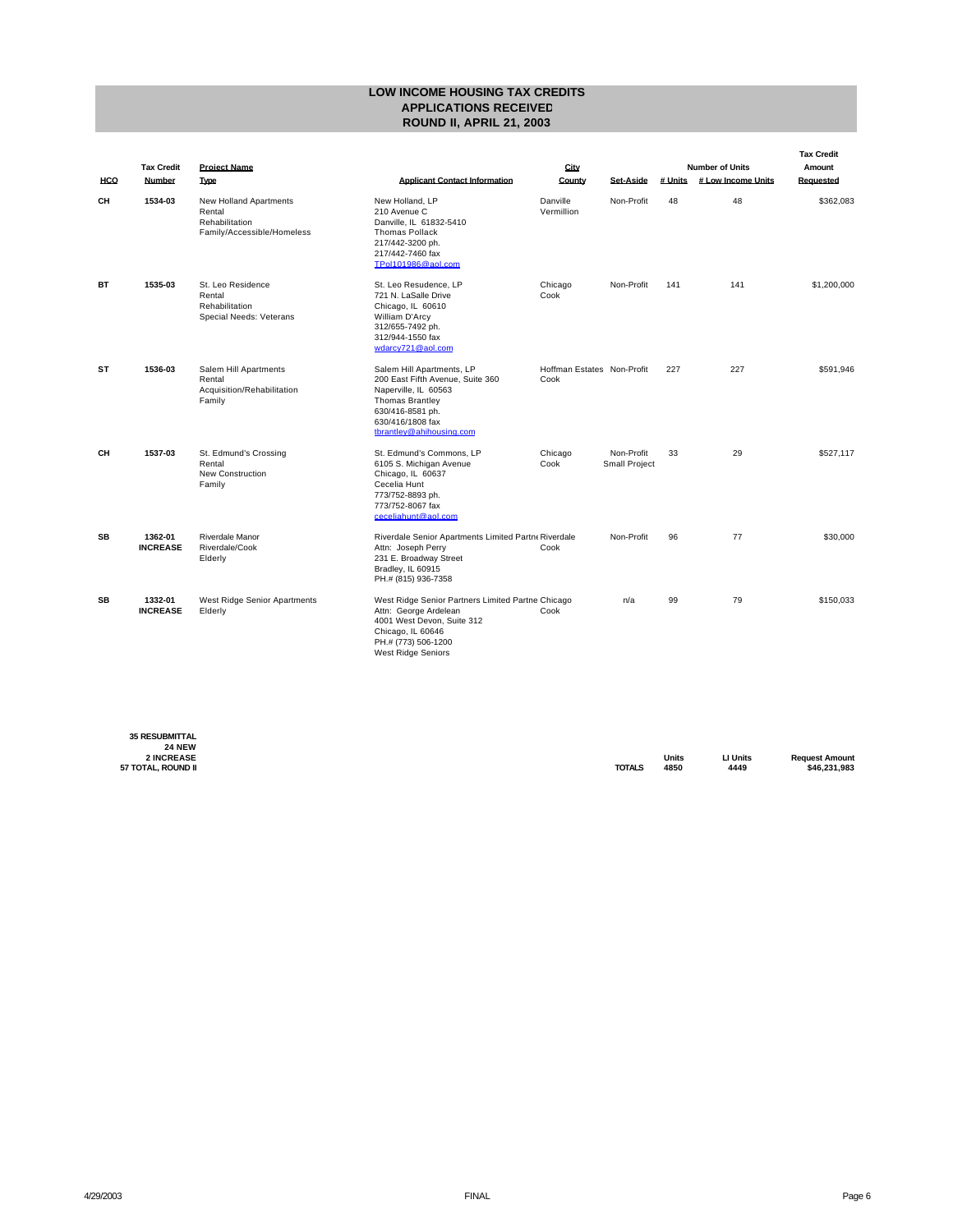# LOW INCOME HOUSING TAX CREDITS
## APPLICATIONS RECEIVED
## ROUND II, APRIL 21, 2003

| HCO | Tax Credit Number | Project Name Type | Applicant Contact Information | City County | Set-Aside | Number of Units # Units | # Low Income Units | Tax Credit Amount Requested |
|---|---|---|---|---|---|---|---|---|
| CH | 1534-03 | New Holland Apartments<br>Rental<br>Rehabilitation<br>Family/Accessible/Homeless | New Holland, LP<br>210 Avenue C<br>Danville, IL 61832-5410<br>Thomas Pollack<br>217/442-3200 ph.<br>217/442-7460 fax<br>TPol101986@aol.com | Danville<br>Vermillion | Non-Profit | 48 | 48 | $362,083 |
| BT | 1535-03 | St. Leo Residence<br>Rental<br>Rehabilitation<br>Special Needs: Veterans | St. Leo Resudence, LP<br>721 N. LaSalle Drive<br>Chicago, IL 60610<br>William D'Arcy<br>312/655-7492 ph.<br>312/944-1550 fax<br>wdarcy721@aol.com | Chicago<br>Cook | Non-Profit | 141 | 141 | $1,200,000 |
| ST | 1536-03 | Salem Hill Apartments<br>Rental<br>Acquisition/Rehabilitation<br>Family | Salem Hill Apartments, LP<br>200 East Fifth Avenue, Suite 360<br>Naperville, IL 60563<br>Thomas Brantley<br>630/416-8581 ph.<br>630/416/1808 fax<br>tbrantley@ahihousing.com | Hoffman Estates<br>Cook | Non-Profit | 227 | 227 | $591,946 |
| CH | 1537-03 | St. Edmund's Crossing<br>Rental<br>New Construction<br>Family | St. Edmund's Commons, LP<br>6105 S. Michigan Avenue<br>Chicago, IL 60637<br>Cecelia Hunt<br>773/752-8893 ph.<br>773/752-8067 fax<br>ceceliahunt@aol.com | Chicago<br>Cook | Non-Profit<br>Small Project | 33 | 29 | $527,117 |
| SB | 1362-01<br>**INCREASE** | Riverdale Manor<br>Riverdale/Cook<br>Elderly | Riverdale Senior Apartments Limited Partne<br>Attn: Joseph Perry<br>231 E. Broadway Street<br>Bradley, IL 60915<br>PH.# (815) 936-7358 | Riverdale<br>Cook | Non-Profit | 96 | 77 | $30,000 |
| SB | 1332-01<br>**INCREASE** | West Ridge Senior Apartments<br>Elderly | West Ridge Senior Partners Limited Partne<br>Attn: George Ardelean<br>4001 West Devon, Suite 312<br>Chicago, IL 60646<br>PH.# (773) 506-1200<br>West Ridge Seniors | Chicago<br>Cook | n/a | 99 | 79 | $150,033 |

**35 RESUBMITTAL**
**24 NEW**
**2 INCREASE**
**57 TOTAL, ROUND II**

| | Units | LI Units | Request Amount |
|---|---|---|---|
| **TOTALS** | **4850** | **4449** | **$46,231,983** |

4/29/2003 FINAL